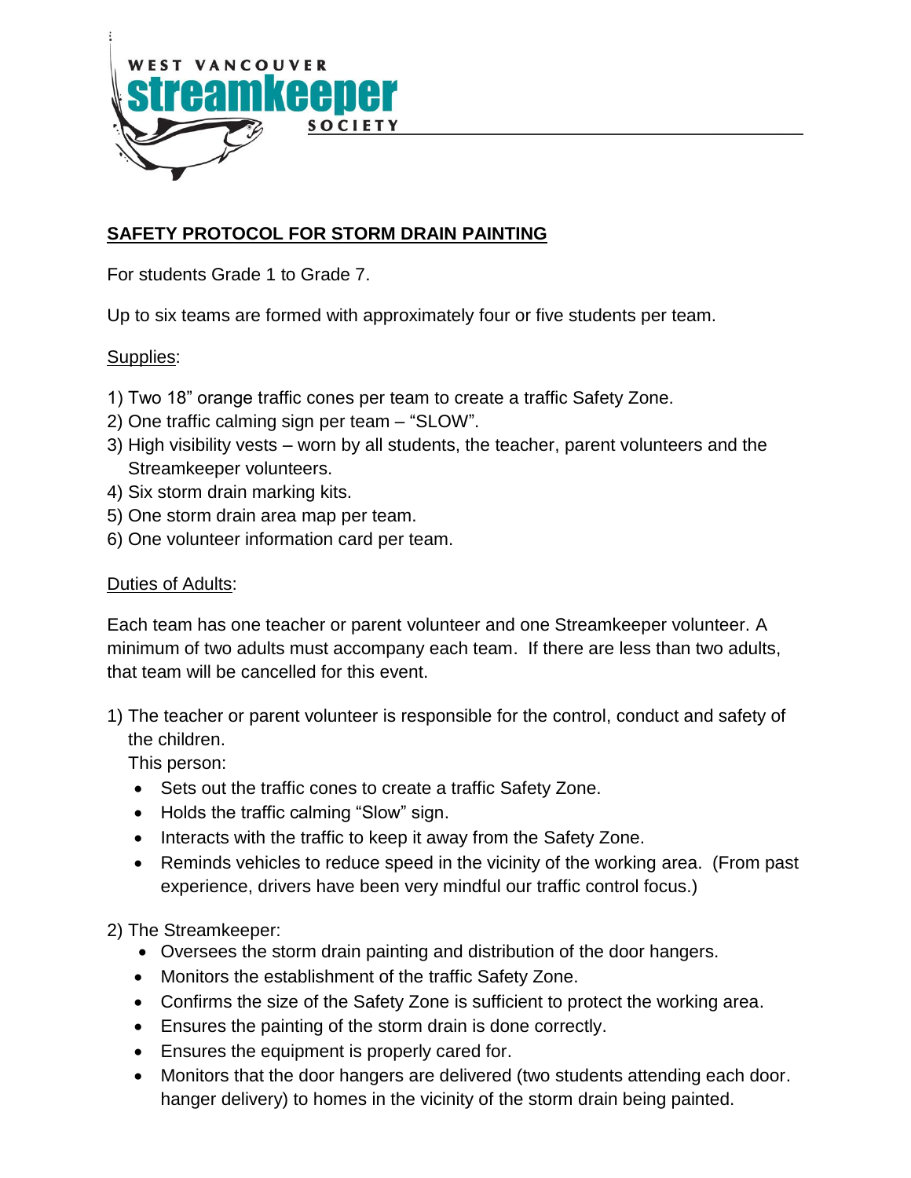WEST VANCOUVER
streamkeeper
SOCIETY

## SAFETY PROTOCOL FOR STORM DRAIN PAINTING

For students Grade 1 to Grade 7.

Up to six teams are formed with approximately four or five students per team.

Supplies:

1) Two 18" orange traffic cones per team to create a traffic Safety Zone.
2) One traffic calming sign per team – "SLOW".
3) High visibility vests – worn by all students, the teacher, parent volunteers and the Streamkeeper volunteers.
4) Six storm drain marking kits.
5) One storm drain area map per team.
6) One volunteer information card per team.

Duties of Adults:

Each team has one teacher or parent volunteer and one Streamkeeper volunteer. A minimum of two adults must accompany each team. If there are less than two adults, that team will be cancelled for this event.

1) The teacher or parent volunteer is responsible for the control, conduct and safety of the children.
   This person:
   - Sets out the traffic cones to create a traffic Safety Zone.
   - Holds the traffic calming "Slow" sign.
   - Interacts with the traffic to keep it away from the Safety Zone.
   - Reminds vehicles to reduce speed in the vicinity of the working area. (From past experience, drivers have been very mindful our traffic control focus.)

2) The Streamkeeper:
   - Oversees the storm drain painting and distribution of the door hangers.
   - Monitors the establishment of the traffic Safety Zone.
   - Confirms the size of the Safety Zone is sufficient to protect the working area.
   - Ensures the painting of the storm drain is done correctly.
   - Ensures the equipment is properly cared for.
   - Monitors that the door hangers are delivered (two students attending each door. hanger delivery) to homes in the vicinity of the storm drain being painted.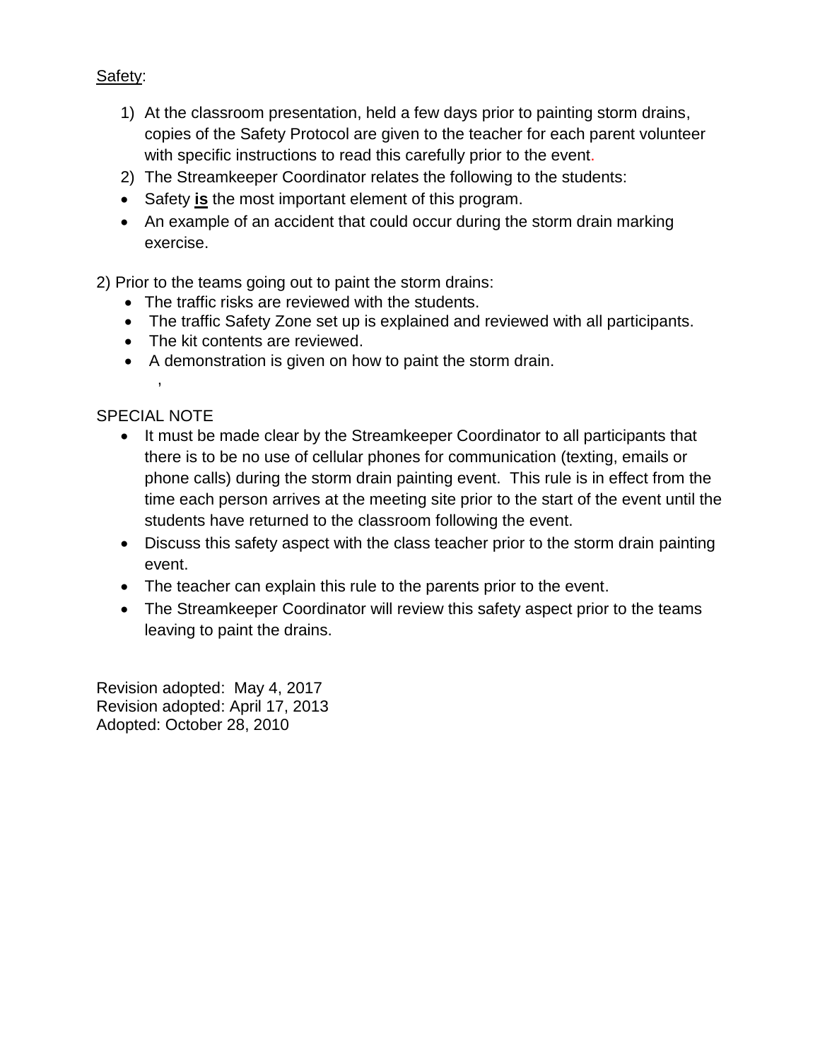<u>Safety</u>:

1) At the classroom presentation, held a few days prior to painting storm drains, copies of the Safety Protocol are given to the teacher for each parent volunteer with specific instructions to read this carefully prior to the event.
2) The Streamkeeper Coordinator relates the following to the students:

- Safety **<u>is</u>** the most important element of this program.
- An example of an accident that could occur during the storm drain marking exercise.

2) Prior to the teams going out to paint the storm drains:

- The traffic risks are reviewed with the students.
- The traffic Safety Zone set up is explained and reviewed with all participants.
- The kit contents are reviewed.
- A demonstration is given on how to paint the storm drain.

,

SPECIAL NOTE

- It must be made clear by the Streamkeeper Coordinator to all participants that there is to be no use of cellular phones for communication (texting, emails or phone calls) during the storm drain painting event. This rule is in effect from the time each person arrives at the meeting site prior to the start of the event until the students have returned to the classroom following the event.
- Discuss this safety aspect with the class teacher prior to the storm drain painting event.
- The teacher can explain this rule to the parents prior to the event.
- The Streamkeeper Coordinator will review this safety aspect prior to the teams leaving to paint the drains.

Revision adopted: May 4, 2017
Revision adopted: April 17, 2013
Adopted: October 28, 2010